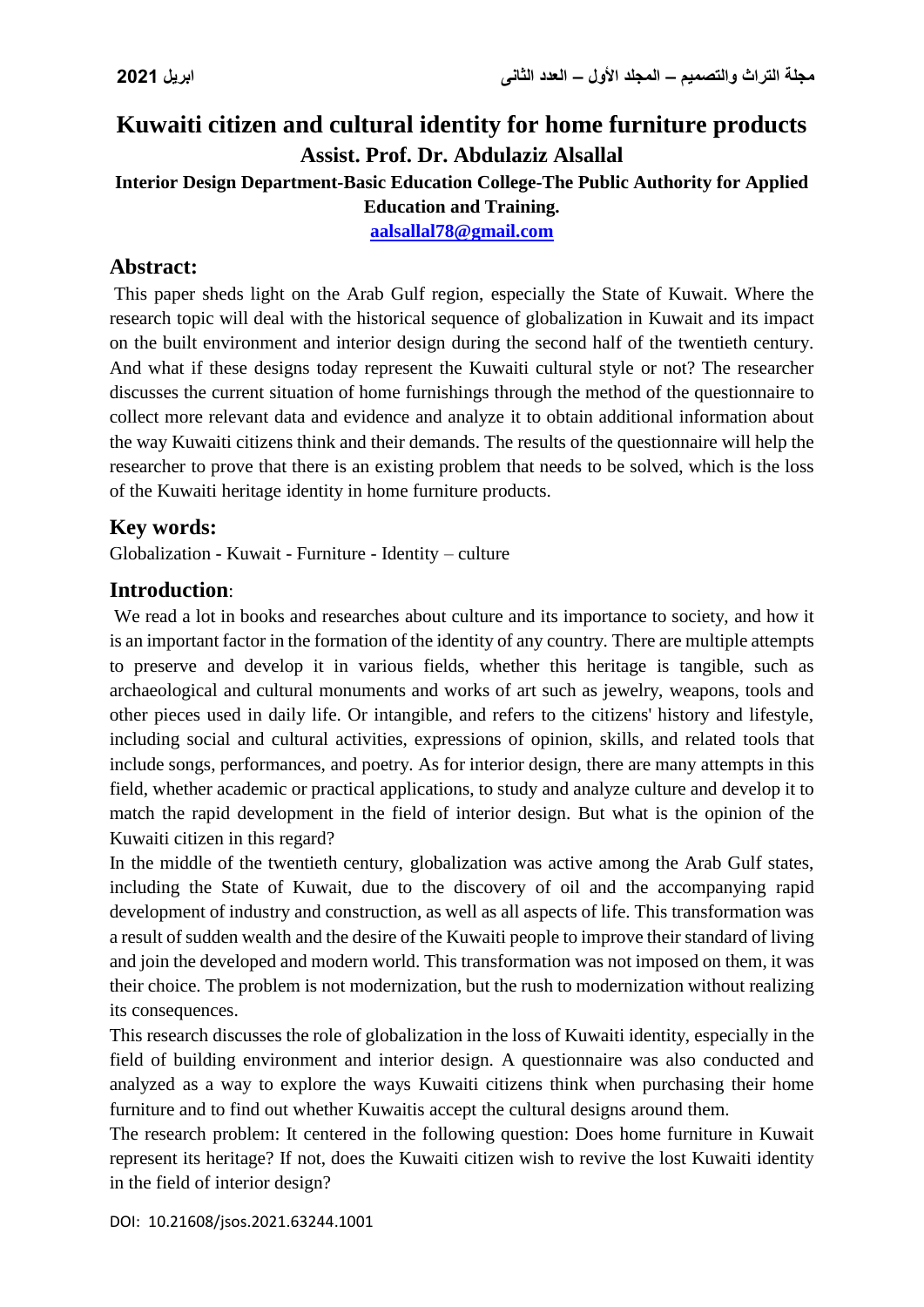# Kuwaiti citizen and cultural identity for home furniture products

**Assist. Prof. Dr. Abdulaziz Alsallal**

**Interior Design Department-Basic Education College-The Public Authority for Applied Education and Training.**

**aalsallal78@gmail.com**

## Abstract:

This paper sheds light on the Arab Gulf region, especially the State of Kuwait. Where the research topic will deal with the historical sequence of globalization in Kuwait and its impact on the built environment and interior design during the second half of the twentieth century. And what if these designs today represent the Kuwaiti cultural style or not? The researcher discusses the current situation of home furnishings through the method of the questionnaire to collect more relevant data and evidence and analyze it to obtain additional information about the way Kuwaiti citizens think and their demands. The results of the questionnaire will help the researcher to prove that there is an existing problem that needs to be solved, which is the loss of the Kuwaiti heritage identity in home furniture products.

## Key words:

Globalization - Kuwait - Furniture - Identity – culture

## Introduction:

We read a lot in books and researches about culture and its importance to society, and how it is an important factor in the formation of the identity of any country. There are multiple attempts to preserve and develop it in various fields, whether this heritage is tangible, such as archaeological and cultural monuments and works of art such as jewelry, weapons, tools and other pieces used in daily life. Or intangible, and refers to the citizens' history and lifestyle, including social and cultural activities, expressions of opinion, skills, and related tools that include songs, performances, and poetry. As for interior design, there are many attempts in this field, whether academic or practical applications, to study and analyze culture and develop it to match the rapid development in the field of interior design. But what is the opinion of the Kuwaiti citizen in this regard?

In the middle of the twentieth century, globalization was active among the Arab Gulf states, including the State of Kuwait, due to the discovery of oil and the accompanying rapid development of industry and construction, as well as all aspects of life. This transformation was a result of sudden wealth and the desire of the Kuwaiti people to improve their standard of living and join the developed and modern world. This transformation was not imposed on them, it was their choice. The problem is not modernization, but the rush to modernization without realizing its consequences.

This research discusses the role of globalization in the loss of Kuwaiti identity, especially in the field of building environment and interior design. A questionnaire was also conducted and analyzed as a way to explore the ways Kuwaiti citizens think when purchasing their home furniture and to find out whether Kuwaitis accept the cultural designs around them.

The research problem: It centered in the following question: Does home furniture in Kuwait represent its heritage? If not, does the Kuwaiti citizen wish to revive the lost Kuwaiti identity in the field of interior design?

DOI: 10.21608/jsos.2021.63244.1001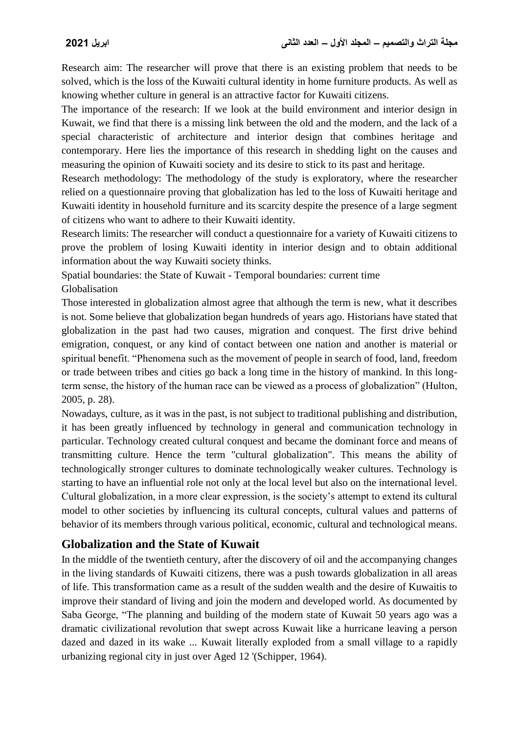Research aim: The researcher will prove that there is an existing problem that needs to be solved, which is the loss of the Kuwaiti cultural identity in home furniture products. As well as knowing whether culture in general is an attractive factor for Kuwaiti citizens.

The importance of the research: If we look at the build environment and interior design in Kuwait, we find that there is a missing link between the old and the modern, and the lack of a special characteristic of architecture and interior design that combines heritage and contemporary. Here lies the importance of this research in shedding light on the causes and measuring the opinion of Kuwaiti society and its desire to stick to its past and heritage.

Research methodology: The methodology of the study is exploratory, where the researcher relied on a questionnaire proving that globalization has led to the loss of Kuwaiti heritage and Kuwaiti identity in household furniture and its scarcity despite the presence of a large segment of citizens who want to adhere to their Kuwaiti identity.

Research limits: The researcher will conduct a questionnaire for a variety of Kuwaiti citizens to prove the problem of losing Kuwaiti identity in interior design and to obtain additional information about the way Kuwaiti society thinks.

Spatial boundaries: the State of Kuwait - Temporal boundaries: current time

Globalisation

Those interested in globalization almost agree that although the term is new, what it describes is not. Some believe that globalization began hundreds of years ago. Historians have stated that globalization in the past had two causes, migration and conquest. The first drive behind emigration, conquest, or any kind of contact between one nation and another is material or spiritual benefit. “Phenomena such as the movement of people in search of food, land, freedom or trade between tribes and cities go back a long time in the history of mankind. In this long-term sense, the history of the human race can be viewed as a process of globalization” (Hulton, 2005, p. 28).

Nowadays, culture, as it was in the past, is not subject to traditional publishing and distribution, it has been greatly influenced by technology in general and communication technology in particular. Technology created cultural conquest and became the dominant force and means of transmitting culture. Hence the term "cultural globalization". This means the ability of technologically stronger cultures to dominate technologically weaker cultures. Technology is starting to have an influential role not only at the local level but also on the international level. Cultural globalization, in a more clear expression, is the society’s attempt to extend its cultural model to other societies by influencing its cultural concepts, cultural values and patterns of behavior of its members through various political, economic, cultural and technological means.

## Globalization and the State of Kuwait

In the middle of the twentieth century, after the discovery of oil and the accompanying changes in the living standards of Kuwaiti citizens, there was a push towards globalization in all areas of life. This transformation came as a result of the sudden wealth and the desire of Kuwaitis to improve their standard of living and join the modern and developed world. As documented by Saba George, “The planning and building of the modern state of Kuwait 50 years ago was a dramatic civilizational revolution that swept across Kuwait like a hurricane leaving a person dazed and dazed in its wake ... Kuwait literally exploded from a small village to a rapidly urbanizing regional city in just over Aged 12 '(Schipper, 1964).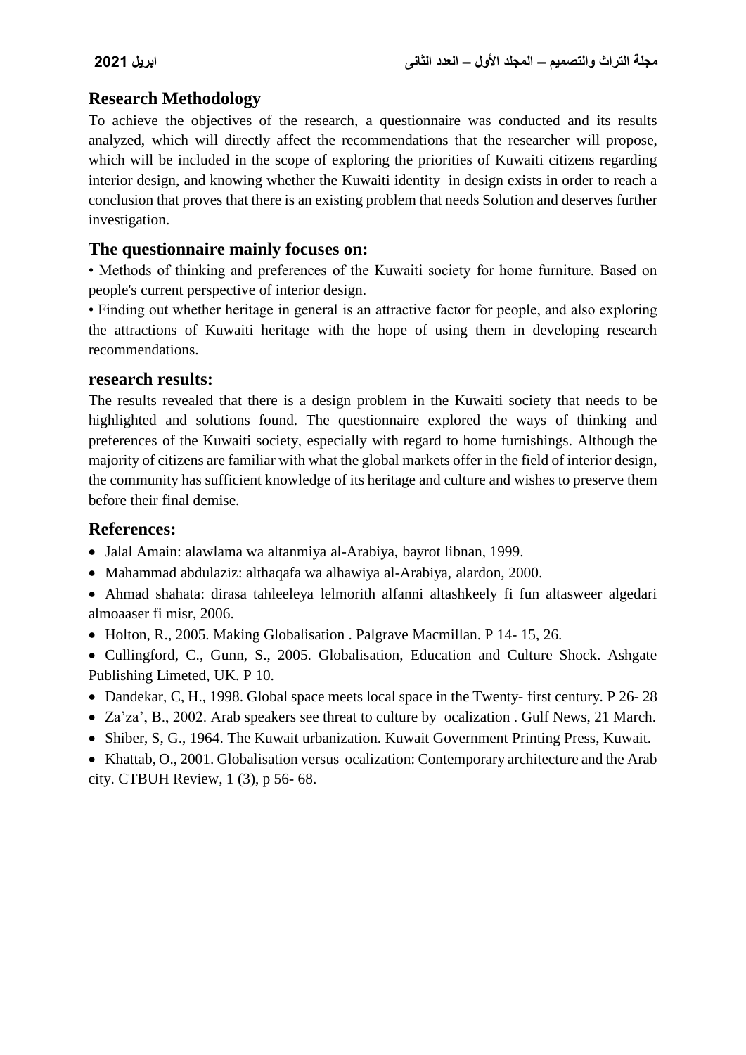## Research Methodology

To achieve the objectives of the research, a questionnaire was conducted and its results analyzed, which will directly affect the recommendations that the researcher will propose, which will be included in the scope of exploring the priorities of Kuwaiti citizens regarding interior design, and knowing whether the Kuwaiti identity in design exists in order to reach a conclusion that proves that there is an existing problem that needs Solution and deserves further investigation.

## The questionnaire mainly focuses on:

• Methods of thinking and preferences of the Kuwaiti society for home furniture. Based on people's current perspective of interior design.

• Finding out whether heritage in general is an attractive factor for people, and also exploring the attractions of Kuwaiti heritage with the hope of using them in developing research recommendations.

## research results:

The results revealed that there is a design problem in the Kuwaiti society that needs to be highlighted and solutions found. The questionnaire explored the ways of thinking and preferences of the Kuwaiti society, especially with regard to home furnishings. Although the majority of citizens are familiar with what the global markets offer in the field of interior design, the community has sufficient knowledge of its heritage and culture and wishes to preserve them before their final demise.

## References:

- Jalal Amain: alawlama wa altanmiya al-Arabiya, bayrot libnan, 1999.
- Mahammad abdulaziz: althaqafa wa alhawiya al-Arabiya, alardon, 2000.
- Ahmad shahata: dirasa tahleeleya lelmorith alfanni altashkeely fi fun altasweer algedari almoaaser fi misr, 2006.
- Holton, R., 2005. Making Globalisation . Palgrave Macmillan. P 14- 15, 26.
- Cullingford, C., Gunn, S., 2005. Globalisation, Education and Culture Shock. Ashgate Publishing Limeted, UK. P 10.
- Dandekar, C, H., 1998. Global space meets local space in the Twenty- first century. P 26- 28
- Za'za', B., 2002. Arab speakers see threat to culture by ocalization . Gulf News, 21 March.
- Shiber, S, G., 1964. The Kuwait urbanization. Kuwait Government Printing Press, Kuwait.
- Khattab, O., 2001. Globalisation versus ocalization: Contemporary architecture and the Arab city. CTBUH Review, 1 (3), p 56- 68.